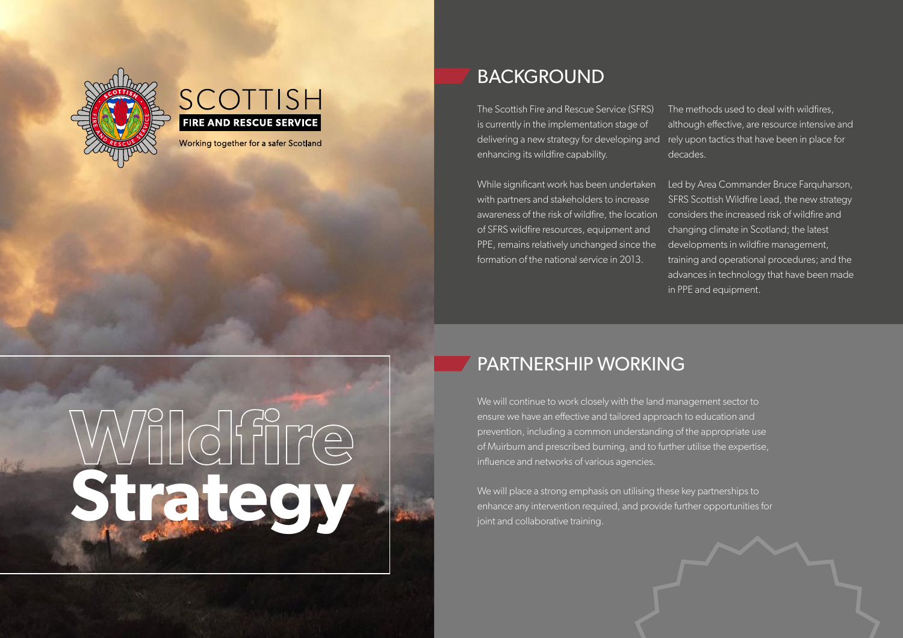SCOTTISH

FIRE AND RESCUE SERVICE

Working together for a safer Scotland

# Wildfire Strategy

## BACKGROUND

The Scottish Fire and Rescue Service (SFRS) is currently in the implementation stage of delivering a new strategy for developing and enhancing its wildfire capability.

While significant work has been undertaken with partners and stakeholders to increase awareness of the risk of wildfire, the location of SFRS wildfire resources, equipment and PPE, remains relatively unchanged since the formation of the national service in 2013.

The methods used to deal with wildfires, although effective, are resource intensive and rely upon tactics that have been in place for decades.

Led by Area Commander Bruce Farquharson, SFRS Scottish Wildfire Lead, the new strategy considers the increased risk of wildfire and changing climate in Scotland; the latest developments in wildfire management, training and operational procedures; and the advances in technology that have been made in PPE and equipment.

## PARTNERSHIP WORKING

We will continue to work closely with the land management sector to ensure we have an effective and tailored approach to education and prevention, including a common understanding of the appropriate use of Muirburn and prescribed burning, and to further utilise the expertise, influence and networks of various agencies.

We will place a strong emphasis on utilising these key partnerships to enhance any intervention required, and provide further opportunities for joint and collaborative training.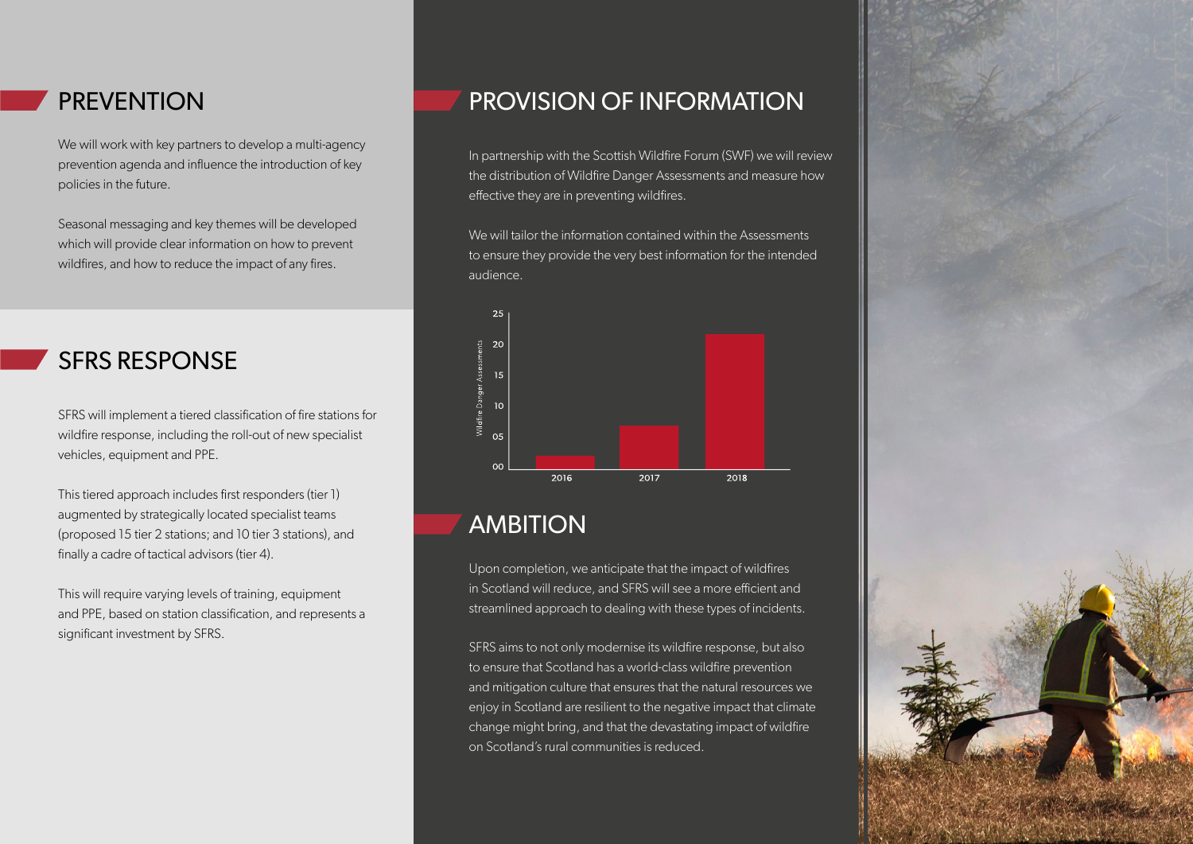## PREVENTION

We will work with key partners to develop a multi-agency prevention agenda and influence the introduction of key policies in the future.

Seasonal messaging and key themes will be developed which will provide clear information on how to prevent wildfires, and how to reduce the impact of any fires.

## SFRS RESPONSE

SFRS will implement a tiered classification of fire stations for wildfire response, including the roll-out of new specialist vehicles, equipment and PPE.

This tiered approach includes first responders (tier 1) augmented by strategically located specialist teams (proposed 15 tier 2 stations; and 10 tier 3 stations), and finally a cadre of tactical advisors (tier 4).

This will require varying levels of training, equipment and PPE, based on station classification, and represents a significant investment by SFRS.

## PROVISION OF INFORMATION

In partnership with the Scottish Wildfire Forum (SWF) we will review the distribution of Wildfire Danger Assessments and measure how effective they are in preventing wildfires.

We will tailor the information contained within the Assessments to ensure they provide the very best information for the intended audience.

Wildfire Danger Assessments

25
20
15
10
05
00

2016
2017
2018

## AMBITION

Upon completion, we anticipate that the impact of wildfires in Scotland will reduce, and SFRS will see a more efficient and streamlined approach to dealing with these types of incidents.

SFRS aims to not only modernise its wildfire response, but also to ensure that Scotland has a world-class wildfire prevention and mitigation culture that ensures that the natural resources we enjoy in Scotland are resilient to the negative impact that climate change might bring, and that the devastating impact of wildfire on Scotland's rural communities is reduced.